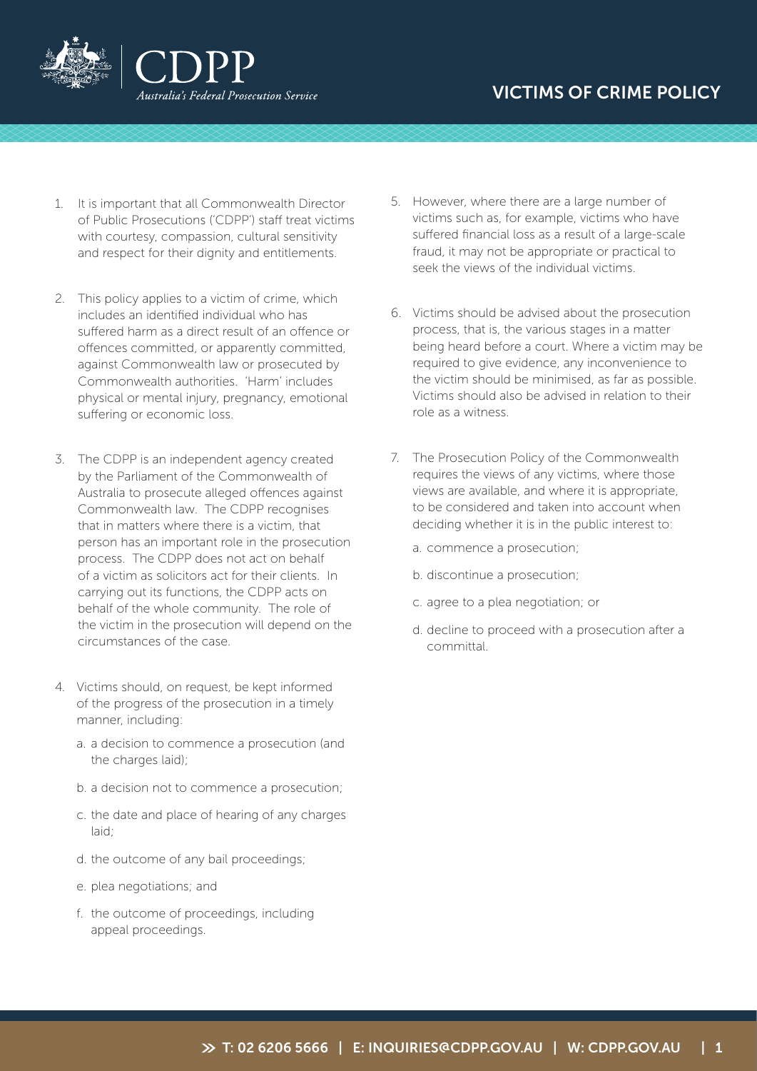CDPP

*Australia's Federal Prosecution Service*

# VICTIMS OF CRIME POLICY

1. It is important that all Commonwealth Director of Public Prosecutions ('CDPP') staff treat victims with courtesy, compassion, cultural sensitivity and respect for their dignity and entitlements.

2. This policy applies to a victim of crime, which includes an identified individual who has suffered harm as a direct result of an offence or offences committed, or apparently committed, against Commonwealth law or prosecuted by Commonwealth authorities. 'Harm' includes physical or mental injury, pregnancy, emotional suffering or economic loss.

3. The CDPP is an independent agency created by the Parliament of the Commonwealth of Australia to prosecute alleged offences against Commonwealth law. The CDPP recognises that in matters where there is a victim, that person has an important role in the prosecution process. The CDPP does not act on behalf of a victim as solicitors act for their clients. In carrying out its functions, the CDPP acts on behalf of the whole community. The role of the victim in the prosecution will depend on the circumstances of the case.

4. Victims should, on request, be kept informed of the progress of the prosecution in a timely manner, including:

   a. a decision to commence a prosecution (and the charges laid);

   b. a decision not to commence a prosecution;

   c. the date and place of hearing of any charges laid;

   d. the outcome of any bail proceedings;

   e. plea negotiations; and

   f. the outcome of proceedings, including appeal proceedings.

5. However, where there are a large number of victims such as, for example, victims who have suffered financial loss as a result of a large-scale fraud, it may not be appropriate or practical to seek the views of the individual victims.

6. Victims should be advised about the prosecution process, that is, the various stages in a matter being heard before a court. Where a victim may be required to give evidence, any inconvenience to the victim should be minimised, as far as possible. Victims should also be advised in relation to their role as a witness.

7. The Prosecution Policy of the Commonwealth requires the views of any victims, where those views are available, and where it is appropriate, to be considered and taken into account when deciding whether it is in the public interest to:

   a. commence a prosecution;

   b. discontinue a prosecution;

   c. agree to a plea negotiation; or

   d. decline to proceed with a prosecution after a committal.

T: 02 6206 5666 | E: INQUIRIES@CDPP.GOV.AU | W: CDPP.GOV.AU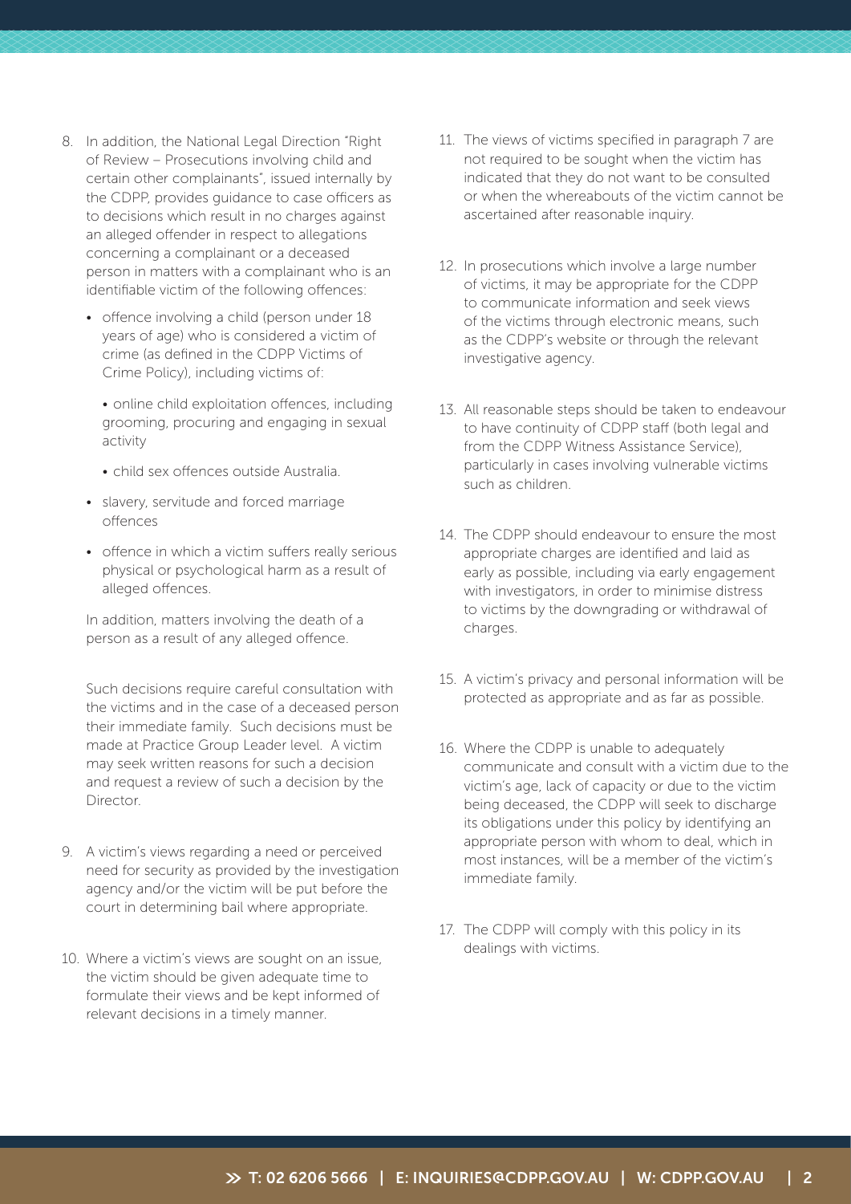8. In addition, the National Legal Direction "Right of Review – Prosecutions involving child and certain other complainants", issued internally by the CDPP, provides guidance to case officers as to decisions which result in no charges against an alleged offender in respect to allegations concerning a complainant or a deceased person in matters with a complainant who is an identifiable victim of the following offences:

   - offence involving a child (person under 18 years of age) who is considered a victim of crime (as defined in the CDPP Victims of Crime Policy), including victims of:
     - online child exploitation offences, including grooming, procuring and engaging in sexual activity
     - child sex offences outside Australia.
   - slavery, servitude and forced marriage offences
   - offence in which a victim suffers really serious physical or psychological harm as a result of alleged offences.

   In addition, matters involving the death of a person as a result of any alleged offence.

   Such decisions require careful consultation with the victims and in the case of a deceased person their immediate family. Such decisions must be made at Practice Group Leader level. A victim may seek written reasons for such a decision and request a review of such a decision by the Director.

9. A victim's views regarding a need or perceived need for security as provided by the investigation agency and/or the victim will be put before the court in determining bail where appropriate.

10. Where a victim's views are sought on an issue, the victim should be given adequate time to formulate their views and be kept informed of relevant decisions in a timely manner.

11. The views of victims specified in paragraph 7 are not required to be sought when the victim has indicated that they do not want to be consulted or when the whereabouts of the victim cannot be ascertained after reasonable inquiry.

12. In prosecutions which involve a large number of victims, it may be appropriate for the CDPP to communicate information and seek views of the victims through electronic means, such as the CDPP's website or through the relevant investigative agency.

13. All reasonable steps should be taken to endeavour to have continuity of CDPP staff (both legal and from the CDPP Witness Assistance Service), particularly in cases involving vulnerable victims such as children.

14. The CDPP should endeavour to ensure the most appropriate charges are identified and laid as early as possible, including via early engagement with investigators, in order to minimise distress to victims by the downgrading or withdrawal of charges.

15. A victim's privacy and personal information will be protected as appropriate and as far as possible.

16. Where the CDPP is unable to adequately communicate and consult with a victim due to the victim's age, lack of capacity or due to the victim being deceased, the CDPP will seek to discharge its obligations under this policy by identifying an appropriate person with whom to deal, which in most instances, will be a member of the victim's immediate family.

17. The CDPP will comply with this policy in its dealings with victims.